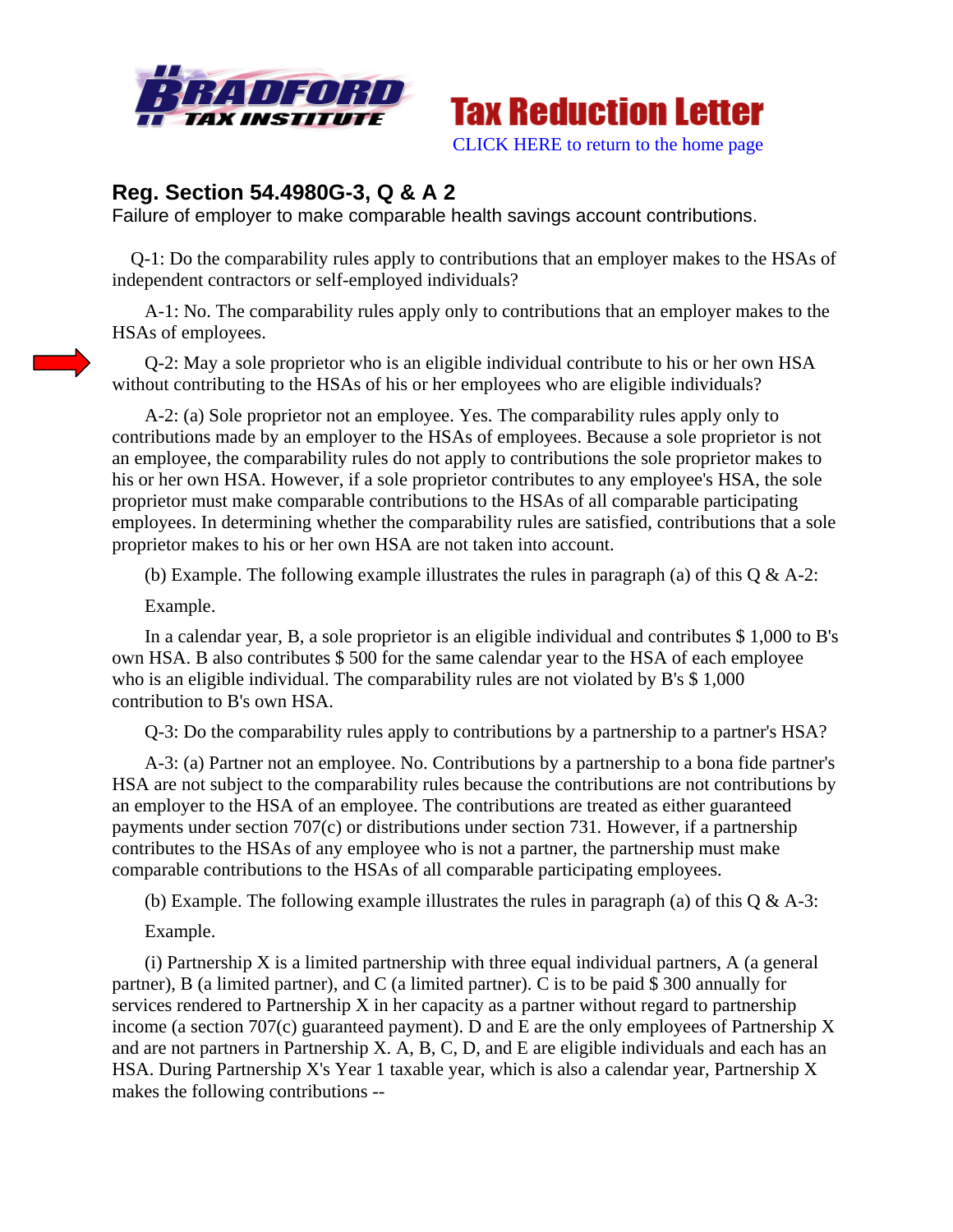Tax Reduction Letter

CLICK HERE to return to the home page

## Reg. Section 54.4980G-3, Q & A 2

Failure of employer to make comparable health savings account contributions.

Q-1: Do the comparability rules apply to contributions that an employer makes to the HSAs of independent contractors or self-employed individuals?

A-1: No. The comparability rules apply only to contributions that an employer makes to the HSAs of employees.

Q-2: May a sole proprietor who is an eligible individual contribute to his or her own HSA without contributing to the HSAs of his or her employees who are eligible individuals?

A-2: (a) Sole proprietor not an employee. Yes. The comparability rules apply only to contributions made by an employer to the HSAs of employees. Because a sole proprietor is not an employee, the comparability rules do not apply to contributions the sole proprietor makes to his or her own HSA. However, if a sole proprietor contributes to any employee's HSA, the sole proprietor must make comparable contributions to the HSAs of all comparable participating employees. In determining whether the comparability rules are satisfied, contributions that a sole proprietor makes to his or her own HSA are not taken into account.

(b) Example. The following example illustrates the rules in paragraph (a) of this Q & A-2:

Example.

In a calendar year, B, a sole proprietor is an eligible individual and contributes $ 1,000 to B's own HSA. B also contributes $ 500 for the same calendar year to the HSA of each employee who is an eligible individual. The comparability rules are not violated by B's $ 1,000 contribution to B's own HSA.

Q-3: Do the comparability rules apply to contributions by a partnership to a partner's HSA?

A-3: (a) Partner not an employee. No. Contributions by a partnership to a bona fide partner's HSA are not subject to the comparability rules because the contributions are not contributions by an employer to the HSA of an employee. The contributions are treated as either guaranteed payments under section 707(c) or distributions under section 731. However, if a partnership contributes to the HSAs of any employee who is not a partner, the partnership must make comparable contributions to the HSAs of all comparable participating employees.

(b) Example. The following example illustrates the rules in paragraph (a) of this Q & A-3:

Example.

(i) Partnership X is a limited partnership with three equal individual partners, A (a general partner), B (a limited partner), and C (a limited partner). C is to be paid $ 300 annually for services rendered to Partnership X in her capacity as a partner without regard to partnership income (a section 707(c) guaranteed payment). D and E are the only employees of Partnership X and are not partners in Partnership X. A, B, C, D, and E are eligible individuals and each has an HSA. During Partnership X's Year 1 taxable year, which is also a calendar year, Partnership X makes the following contributions --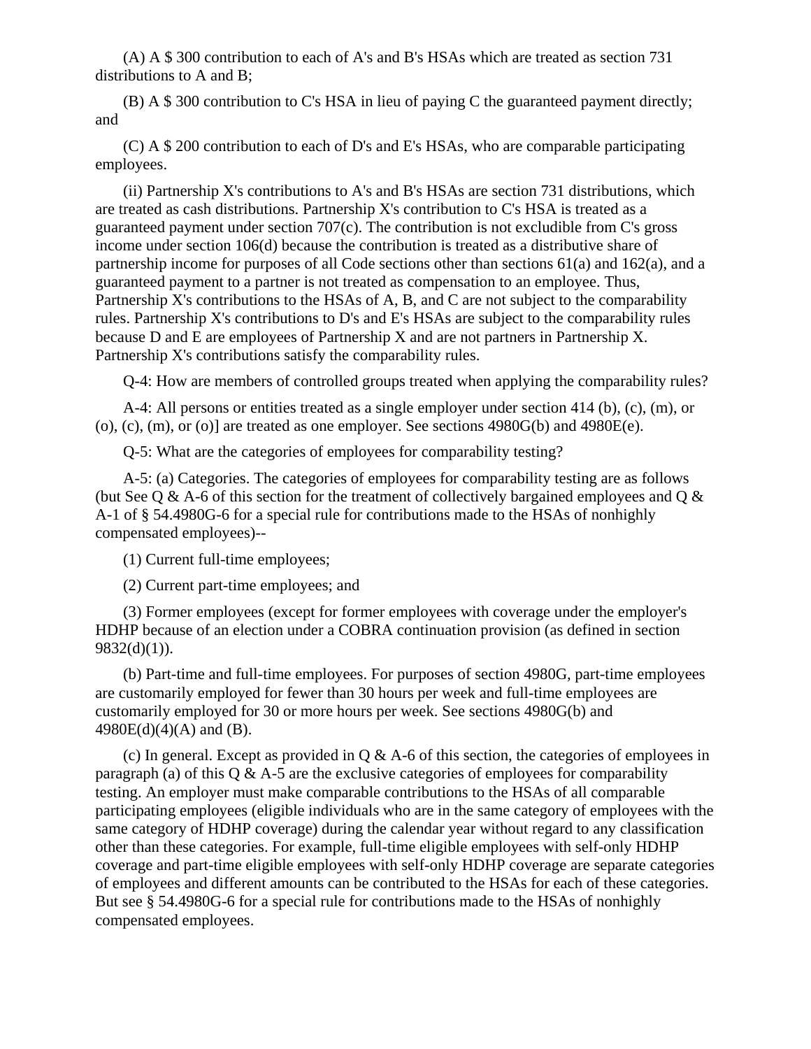(A) A $ 300 contribution to each of A's and B's HSAs which are treated as section 731 distributions to A and B;

(B) A $ 300 contribution to C's HSA in lieu of paying C the guaranteed payment directly; and

(C) A $ 200 contribution to each of D's and E's HSAs, who are comparable participating employees.

(ii) Partnership X's contributions to A's and B's HSAs are section 731 distributions, which are treated as cash distributions. Partnership X's contribution to C's HSA is treated as a guaranteed payment under section 707(c). The contribution is not excludible from C's gross income under section 106(d) because the contribution is treated as a distributive share of partnership income for purposes of all Code sections other than sections 61(a) and 162(a), and a guaranteed payment to a partner is not treated as compensation to an employee. Thus, Partnership X's contributions to the HSAs of A, B, and C are not subject to the comparability rules. Partnership X's contributions to D's and E's HSAs are subject to the comparability rules because D and E are employees of Partnership X and are not partners in Partnership X. Partnership X's contributions satisfy the comparability rules.

Q-4: How are members of controlled groups treated when applying the comparability rules?

A-4: All persons or entities treated as a single employer under section 414 (b), (c), (m), or (o), (c), (m), or (o)] are treated as one employer. See sections 4980G(b) and 4980E(e).

Q-5: What are the categories of employees for comparability testing?

A-5: (a) Categories. The categories of employees for comparability testing are as follows (but See Q & A-6 of this section for the treatment of collectively bargained employees and Q & A-1 of § 54.4980G-6 for a special rule for contributions made to the HSAs of nonhighly compensated employees)--

(1) Current full-time employees;

(2) Current part-time employees; and

(3) Former employees (except for former employees with coverage under the employer's HDHP because of an election under a COBRA continuation provision (as defined in section 9832(d)(1)).

(b) Part-time and full-time employees. For purposes of section 4980G, part-time employees are customarily employed for fewer than 30 hours per week and full-time employees are customarily employed for 30 or more hours per week. See sections 4980G(b) and 4980E(d)(4)(A) and (B).

(c) In general. Except as provided in Q & A-6 of this section, the categories of employees in paragraph (a) of this Q & A-5 are the exclusive categories of employees for comparability testing. An employer must make comparable contributions to the HSAs of all comparable participating employees (eligible individuals who are in the same category of employees with the same category of HDHP coverage) during the calendar year without regard to any classification other than these categories. For example, full-time eligible employees with self-only HDHP coverage and part-time eligible employees with self-only HDHP coverage are separate categories of employees and different amounts can be contributed to the HSAs for each of these categories. But see § 54.4980G-6 for a special rule for contributions made to the HSAs of nonhighly compensated employees.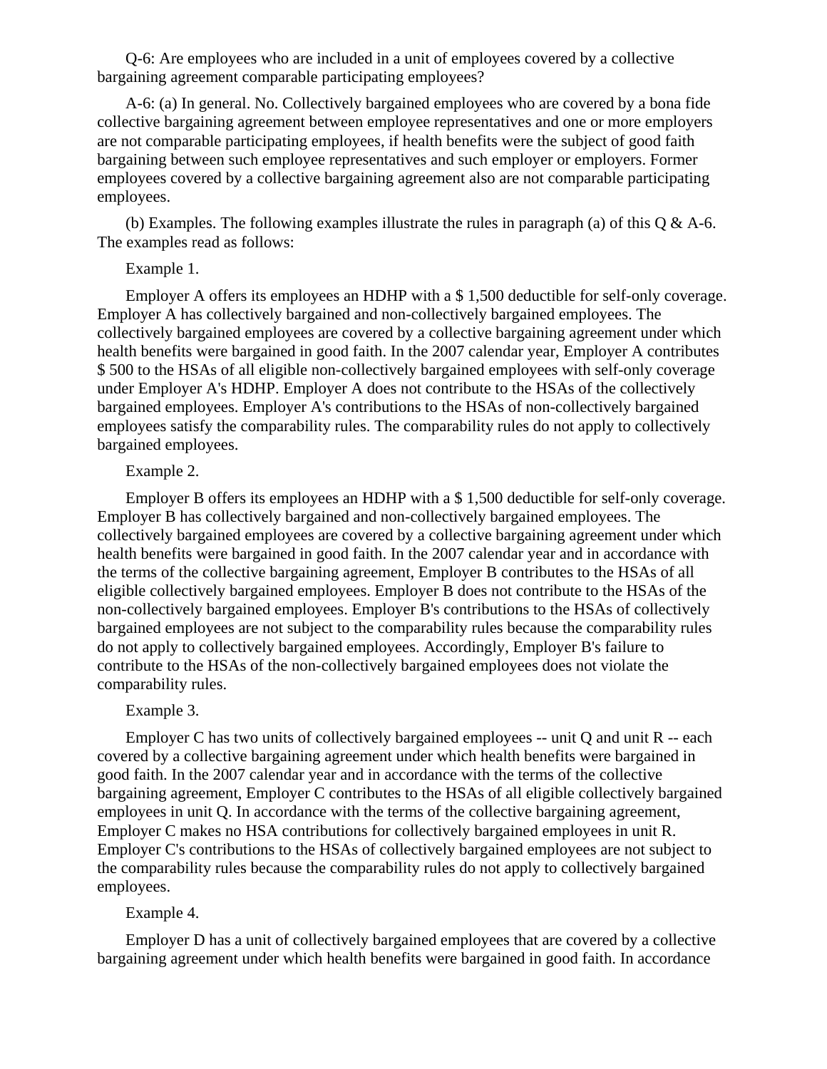Q-6: Are employees who are included in a unit of employees covered by a collective bargaining agreement comparable participating employees?

A-6: (a) In general. No. Collectively bargained employees who are covered by a bona fide collective bargaining agreement between employee representatives and one or more employers are not comparable participating employees, if health benefits were the subject of good faith bargaining between such employee representatives and such employer or employers. Former employees covered by a collective bargaining agreement also are not comparable participating employees.

(b) Examples. The following examples illustrate the rules in paragraph (a) of this Q & A-6. The examples read as follows:

Example 1.

Employer A offers its employees an HDHP with a $ 1,500 deductible for self-only coverage. Employer A has collectively bargained and non-collectively bargained employees. The collectively bargained employees are covered by a collective bargaining agreement under which health benefits were bargained in good faith. In the 2007 calendar year, Employer A contributes $ 500 to the HSAs of all eligible non-collectively bargained employees with self-only coverage under Employer A's HDHP. Employer A does not contribute to the HSAs of the collectively bargained employees. Employer A's contributions to the HSAs of non-collectively bargained employees satisfy the comparability rules. The comparability rules do not apply to collectively bargained employees.

Example 2.

Employer B offers its employees an HDHP with a $ 1,500 deductible for self-only coverage. Employer B has collectively bargained and non-collectively bargained employees. The collectively bargained employees are covered by a collective bargaining agreement under which health benefits were bargained in good faith. In the 2007 calendar year and in accordance with the terms of the collective bargaining agreement, Employer B contributes to the HSAs of all eligible collectively bargained employees. Employer B does not contribute to the HSAs of the non-collectively bargained employees. Employer B's contributions to the HSAs of collectively bargained employees are not subject to the comparability rules because the comparability rules do not apply to collectively bargained employees. Accordingly, Employer B's failure to contribute to the HSAs of the non-collectively bargained employees does not violate the comparability rules.

Example 3.

Employer C has two units of collectively bargained employees -- unit Q and unit R -- each covered by a collective bargaining agreement under which health benefits were bargained in good faith. In the 2007 calendar year and in accordance with the terms of the collective bargaining agreement, Employer C contributes to the HSAs of all eligible collectively bargained employees in unit Q. In accordance with the terms of the collective bargaining agreement, Employer C makes no HSA contributions for collectively bargained employees in unit R. Employer C's contributions to the HSAs of collectively bargained employees are not subject to the comparability rules because the comparability rules do not apply to collectively bargained employees.

Example 4.

Employer D has a unit of collectively bargained employees that are covered by a collective bargaining agreement under which health benefits were bargained in good faith. In accordance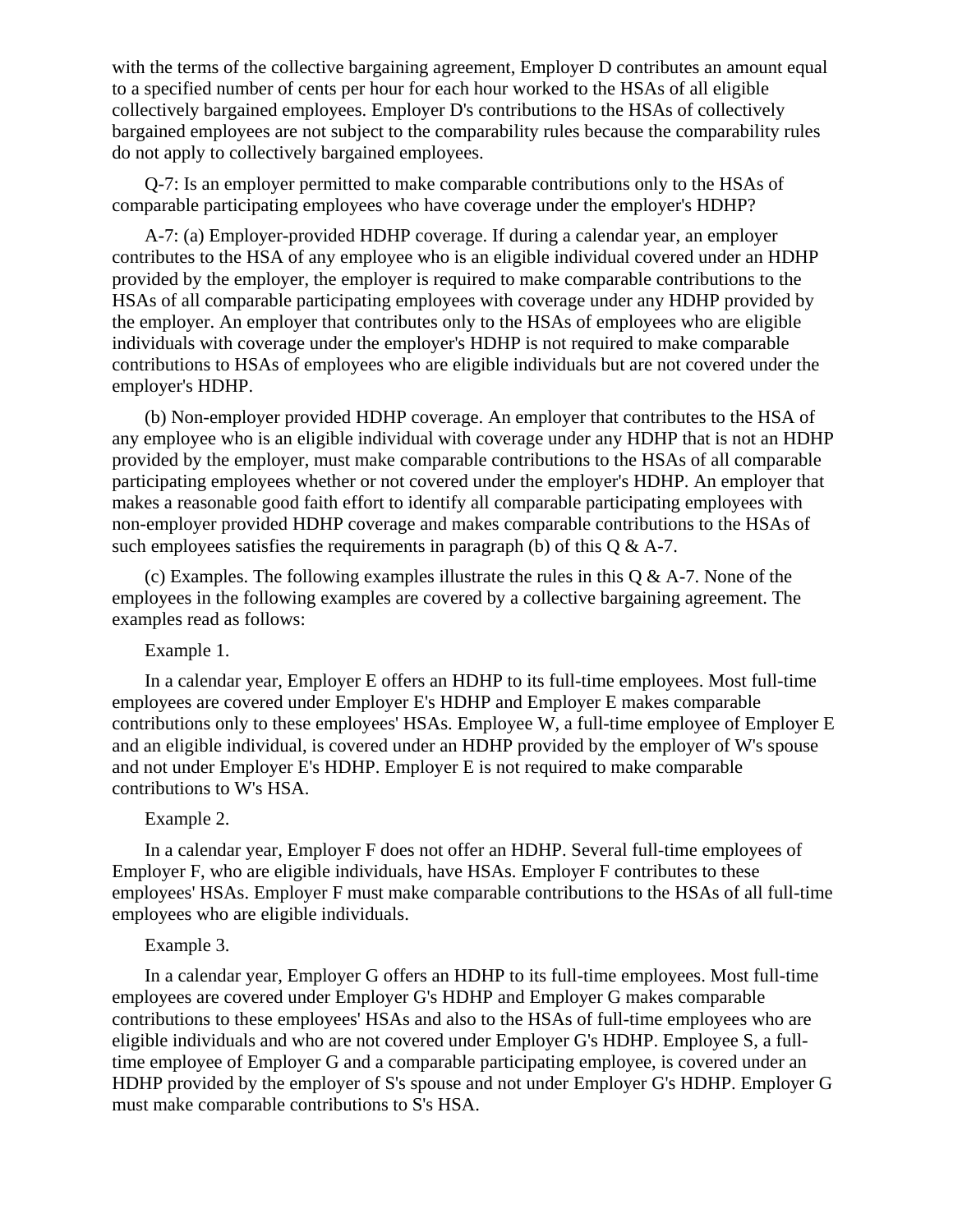with the terms of the collective bargaining agreement, Employer D contributes an amount equal to a specified number of cents per hour for each hour worked to the HSAs of all eligible collectively bargained employees. Employer D's contributions to the HSAs of collectively bargained employees are not subject to the comparability rules because the comparability rules do not apply to collectively bargained employees.

Q-7: Is an employer permitted to make comparable contributions only to the HSAs of comparable participating employees who have coverage under the employer's HDHP?

A-7: (a) Employer-provided HDHP coverage. If during a calendar year, an employer contributes to the HSA of any employee who is an eligible individual covered under an HDHP provided by the employer, the employer is required to make comparable contributions to the HSAs of all comparable participating employees with coverage under any HDHP provided by the employer. An employer that contributes only to the HSAs of employees who are eligible individuals with coverage under the employer's HDHP is not required to make comparable contributions to HSAs of employees who are eligible individuals but are not covered under the employer's HDHP.

(b) Non-employer provided HDHP coverage. An employer that contributes to the HSA of any employee who is an eligible individual with coverage under any HDHP that is not an HDHP provided by the employer, must make comparable contributions to the HSAs of all comparable participating employees whether or not covered under the employer's HDHP. An employer that makes a reasonable good faith effort to identify all comparable participating employees with non-employer provided HDHP coverage and makes comparable contributions to the HSAs of such employees satisfies the requirements in paragraph (b) of this Q & A-7.

(c) Examples. The following examples illustrate the rules in this Q & A-7. None of the employees in the following examples are covered by a collective bargaining agreement. The examples read as follows:

Example 1.

In a calendar year, Employer E offers an HDHP to its full-time employees. Most full-time employees are covered under Employer E's HDHP and Employer E makes comparable contributions only to these employees' HSAs. Employee W, a full-time employee of Employer E and an eligible individual, is covered under an HDHP provided by the employer of W's spouse and not under Employer E's HDHP. Employer E is not required to make comparable contributions to W's HSA.

Example 2.

In a calendar year, Employer F does not offer an HDHP. Several full-time employees of Employer F, who are eligible individuals, have HSAs. Employer F contributes to these employees' HSAs. Employer F must make comparable contributions to the HSAs of all full-time employees who are eligible individuals.

Example 3.

In a calendar year, Employer G offers an HDHP to its full-time employees. Most full-time employees are covered under Employer G's HDHP and Employer G makes comparable contributions to these employees' HSAs and also to the HSAs of full-time employees who are eligible individuals and who are not covered under Employer G's HDHP. Employee S, a full-time employee of Employer G and a comparable participating employee, is covered under an HDHP provided by the employer of S's spouse and not under Employer G's HDHP. Employer G must make comparable contributions to S's HSA.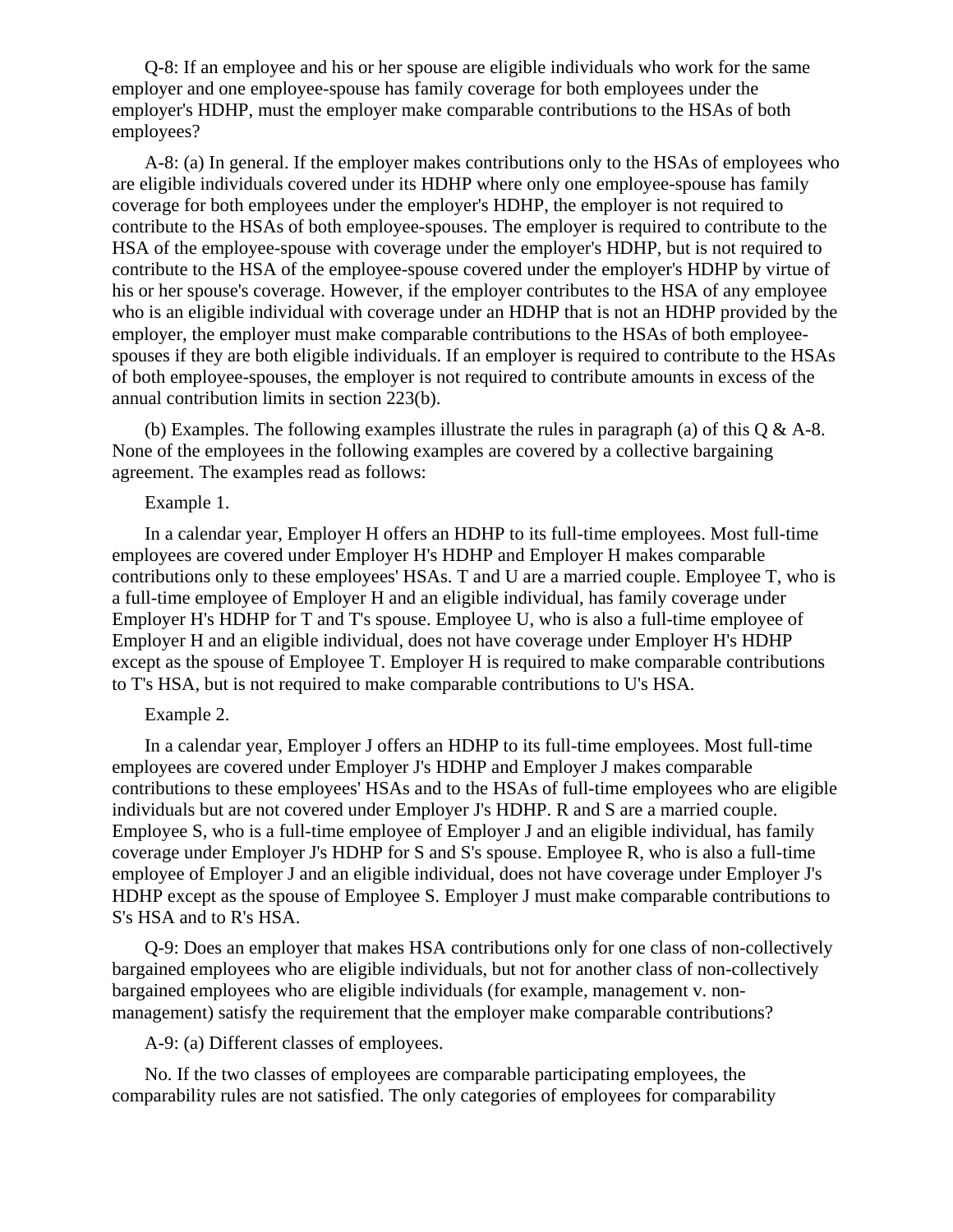Q-8: If an employee and his or her spouse are eligible individuals who work for the same employer and one employee-spouse has family coverage for both employees under the employer's HDHP, must the employer make comparable contributions to the HSAs of both employees?

A-8: (a) In general. If the employer makes contributions only to the HSAs of employees who are eligible individuals covered under its HDHP where only one employee-spouse has family coverage for both employees under the employer's HDHP, the employer is not required to contribute to the HSAs of both employee-spouses. The employer is required to contribute to the HSA of the employee-spouse with coverage under the employer's HDHP, but is not required to contribute to the HSA of the employee-spouse covered under the employer's HDHP by virtue of his or her spouse's coverage. However, if the employer contributes to the HSA of any employee who is an eligible individual with coverage under an HDHP that is not an HDHP provided by the employer, the employer must make comparable contributions to the HSAs of both employee-spouses if they are both eligible individuals. If an employer is required to contribute to the HSAs of both employee-spouses, the employer is not required to contribute amounts in excess of the annual contribution limits in section 223(b).

(b) Examples. The following examples illustrate the rules in paragraph (a) of this Q & A-8. None of the employees in the following examples are covered by a collective bargaining agreement. The examples read as follows:

Example 1.

In a calendar year, Employer H offers an HDHP to its full-time employees. Most full-time employees are covered under Employer H's HDHP and Employer H makes comparable contributions only to these employees' HSAs. T and U are a married couple. Employee T, who is a full-time employee of Employer H and an eligible individual, has family coverage under Employer H's HDHP for T and T's spouse. Employee U, who is also a full-time employee of Employer H and an eligible individual, does not have coverage under Employer H's HDHP except as the spouse of Employee T. Employer H is required to make comparable contributions to T's HSA, but is not required to make comparable contributions to U's HSA.

Example 2.

In a calendar year, Employer J offers an HDHP to its full-time employees. Most full-time employees are covered under Employer J's HDHP and Employer J makes comparable contributions to these employees' HSAs and to the HSAs of full-time employees who are eligible individuals but are not covered under Employer J's HDHP. R and S are a married couple. Employee S, who is a full-time employee of Employer J and an eligible individual, has family coverage under Employer J's HDHP for S and S's spouse. Employee R, who is also a full-time employee of Employer J and an eligible individual, does not have coverage under Employer J's HDHP except as the spouse of Employee S. Employer J must make comparable contributions to S's HSA and to R's HSA.

Q-9: Does an employer that makes HSA contributions only for one class of non-collectively bargained employees who are eligible individuals, but not for another class of non-collectively bargained employees who are eligible individuals (for example, management v. non-management) satisfy the requirement that the employer make comparable contributions?

A-9: (a) Different classes of employees.

No. If the two classes of employees are comparable participating employees, the comparability rules are not satisfied. The only categories of employees for comparability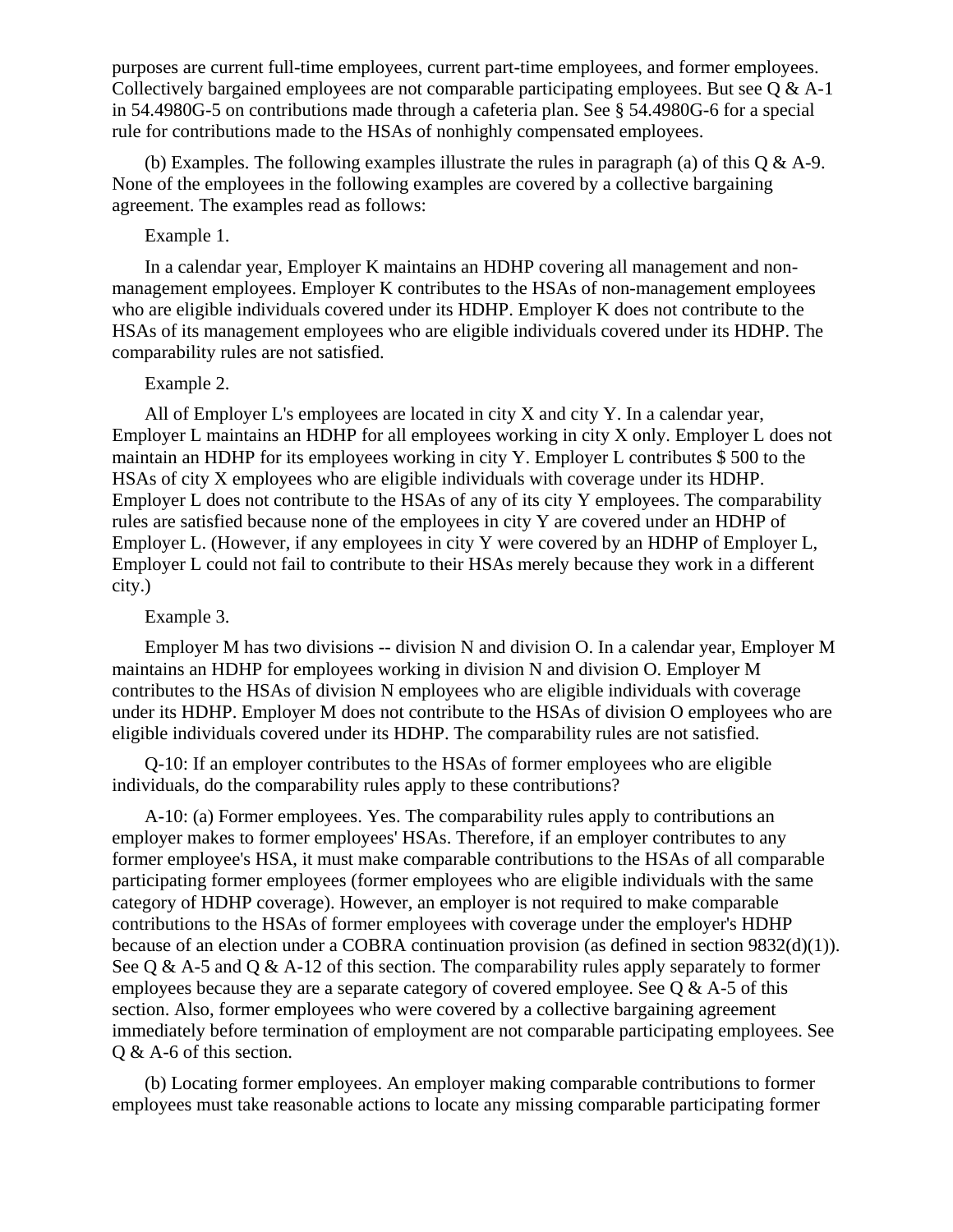purposes are current full-time employees, current part-time employees, and former employees. Collectively bargained employees are not comparable participating employees. But see Q & A-1 in 54.4980G-5 on contributions made through a cafeteria plan. See § 54.4980G-6 for a special rule for contributions made to the HSAs of nonhighly compensated employees.

(b) Examples. The following examples illustrate the rules in paragraph (a) of this Q & A-9. None of the employees in the following examples are covered by a collective bargaining agreement. The examples read as follows:

Example 1.

In a calendar year, Employer K maintains an HDHP covering all management and non-management employees. Employer K contributes to the HSAs of non-management employees who are eligible individuals covered under its HDHP. Employer K does not contribute to the HSAs of its management employees who are eligible individuals covered under its HDHP. The comparability rules are not satisfied.

Example 2.

All of Employer L's employees are located in city X and city Y. In a calendar year, Employer L maintains an HDHP for all employees working in city X only. Employer L does not maintain an HDHP for its employees working in city Y. Employer L contributes $ 500 to the HSAs of city X employees who are eligible individuals with coverage under its HDHP. Employer L does not contribute to the HSAs of any of its city Y employees. The comparability rules are satisfied because none of the employees in city Y are covered under an HDHP of Employer L. (However, if any employees in city Y were covered by an HDHP of Employer L, Employer L could not fail to contribute to their HSAs merely because they work in a different city.)

Example 3.

Employer M has two divisions -- division N and division O. In a calendar year, Employer M maintains an HDHP for employees working in division N and division O. Employer M contributes to the HSAs of division N employees who are eligible individuals with coverage under its HDHP. Employer M does not contribute to the HSAs of division O employees who are eligible individuals covered under its HDHP. The comparability rules are not satisfied.

Q-10: If an employer contributes to the HSAs of former employees who are eligible individuals, do the comparability rules apply to these contributions?

A-10: (a) Former employees. Yes. The comparability rules apply to contributions an employer makes to former employees' HSAs. Therefore, if an employer contributes to any former employee's HSA, it must make comparable contributions to the HSAs of all comparable participating former employees (former employees who are eligible individuals with the same category of HDHP coverage). However, an employer is not required to make comparable contributions to the HSAs of former employees with coverage under the employer's HDHP because of an election under a COBRA continuation provision (as defined in section 9832(d)(1)). See Q & A-5 and Q & A-12 of this section. The comparability rules apply separately to former employees because they are a separate category of covered employee. See Q & A-5 of this section. Also, former employees who were covered by a collective bargaining agreement immediately before termination of employment are not comparable participating employees. See Q & A-6 of this section.

(b) Locating former employees. An employer making comparable contributions to former employees must take reasonable actions to locate any missing comparable participating former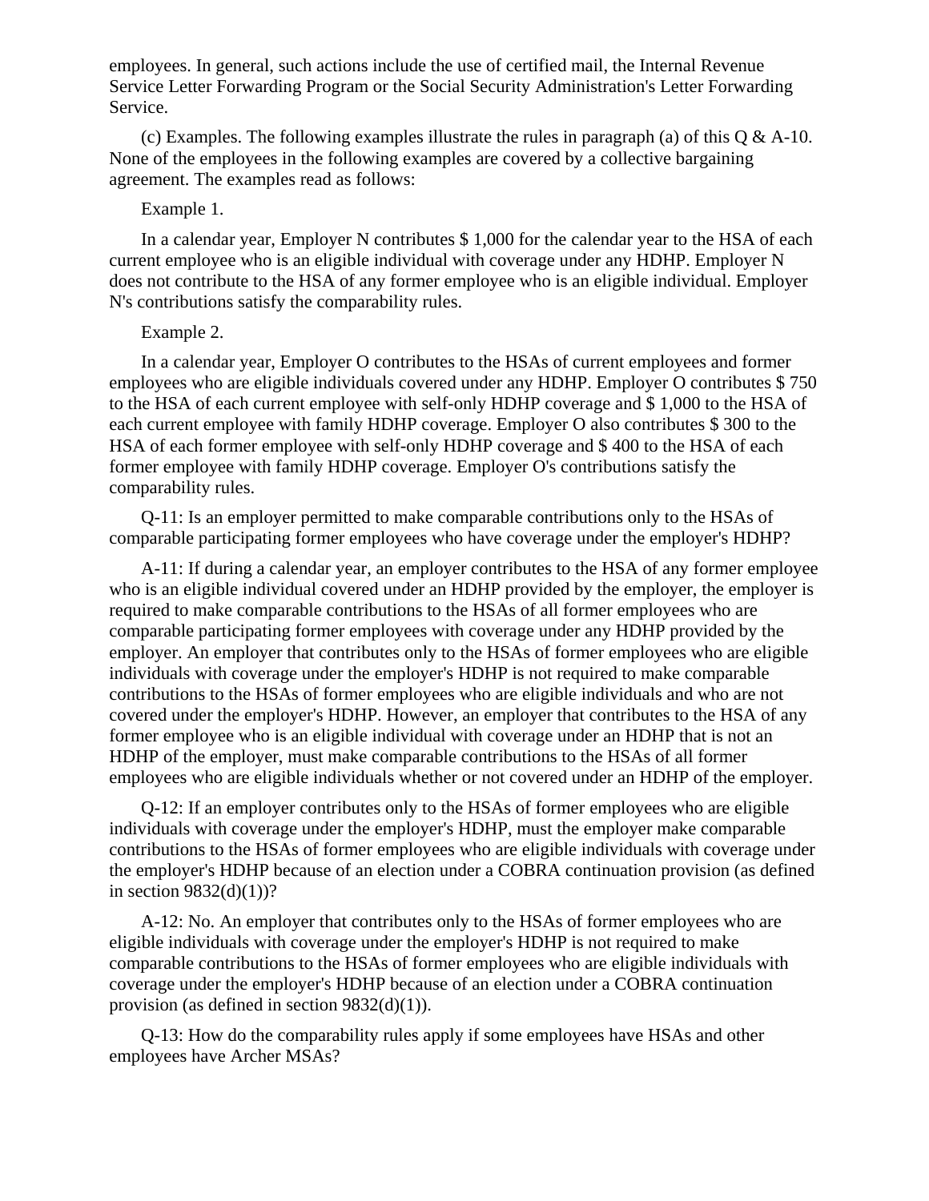employees. In general, such actions include the use of certified mail, the Internal Revenue Service Letter Forwarding Program or the Social Security Administration's Letter Forwarding Service.

(c) Examples. The following examples illustrate the rules in paragraph (a) of this Q & A-10. None of the employees in the following examples are covered by a collective bargaining agreement. The examples read as follows:

Example 1.

In a calendar year, Employer N contributes $ 1,000 for the calendar year to the HSA of each current employee who is an eligible individual with coverage under any HDHP. Employer N does not contribute to the HSA of any former employee who is an eligible individual. Employer N's contributions satisfy the comparability rules.

Example 2.

In a calendar year, Employer O contributes to the HSAs of current employees and former employees who are eligible individuals covered under any HDHP. Employer O contributes $ 750 to the HSA of each current employee with self-only HDHP coverage and $ 1,000 to the HSA of each current employee with family HDHP coverage. Employer O also contributes $ 300 to the HSA of each former employee with self-only HDHP coverage and $ 400 to the HSA of each former employee with family HDHP coverage. Employer O's contributions satisfy the comparability rules.

Q-11: Is an employer permitted to make comparable contributions only to the HSAs of comparable participating former employees who have coverage under the employer's HDHP?

A-11: If during a calendar year, an employer contributes to the HSA of any former employee who is an eligible individual covered under an HDHP provided by the employer, the employer is required to make comparable contributions to the HSAs of all former employees who are comparable participating former employees with coverage under any HDHP provided by the employer. An employer that contributes only to the HSAs of former employees who are eligible individuals with coverage under the employer's HDHP is not required to make comparable contributions to the HSAs of former employees who are eligible individuals and who are not covered under the employer's HDHP. However, an employer that contributes to the HSA of any former employee who is an eligible individual with coverage under an HDHP that is not an HDHP of the employer, must make comparable contributions to the HSAs of all former employees who are eligible individuals whether or not covered under an HDHP of the employer.

Q-12: If an employer contributes only to the HSAs of former employees who are eligible individuals with coverage under the employer's HDHP, must the employer make comparable contributions to the HSAs of former employees who are eligible individuals with coverage under the employer's HDHP because of an election under a COBRA continuation provision (as defined in section 9832(d)(1))?

A-12: No. An employer that contributes only to the HSAs of former employees who are eligible individuals with coverage under the employer's HDHP is not required to make comparable contributions to the HSAs of former employees who are eligible individuals with coverage under the employer's HDHP because of an election under a COBRA continuation provision (as defined in section 9832(d)(1)).

Q-13: How do the comparability rules apply if some employees have HSAs and other employees have Archer MSAs?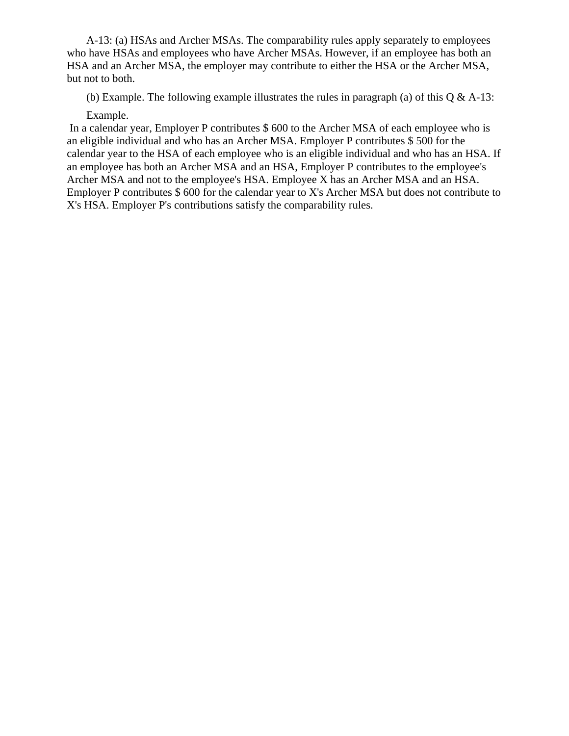A-13: (a) HSAs and Archer MSAs. The comparability rules apply separately to employees who have HSAs and employees who have Archer MSAs. However, if an employee has both an HSA and an Archer MSA, the employer may contribute to either the HSA or the Archer MSA, but not to both.

(b) Example. The following example illustrates the rules in paragraph (a) of this Q & A-13:

Example.

In a calendar year, Employer P contributes $ 600 to the Archer MSA of each employee who is an eligible individual and who has an Archer MSA. Employer P contributes $ 500 for the calendar year to the HSA of each employee who is an eligible individual and who has an HSA. If an employee has both an Archer MSA and an HSA, Employer P contributes to the employee's Archer MSA and not to the employee's HSA. Employee X has an Archer MSA and an HSA. Employer P contributes $ 600 for the calendar year to X's Archer MSA but does not contribute to X's HSA. Employer P's contributions satisfy the comparability rules.